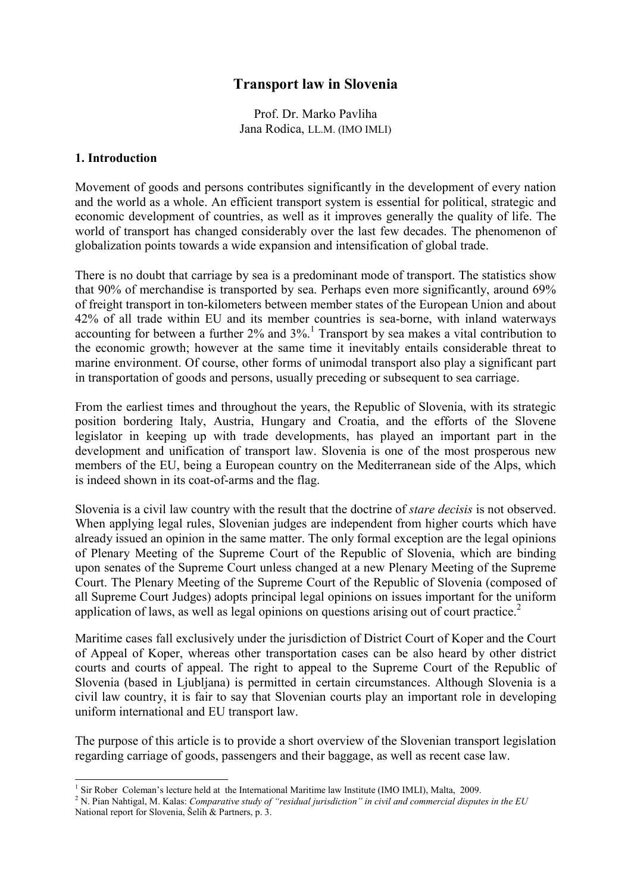# Transport law in Slovenia

Prof. Dr. Marko Pavliha
Jana Rodica, LL.M. (IMO IMLI)

## 1. Introduction

Movement of goods and persons contributes significantly in the development of every nation and the world as a whole. An efficient transport system is essential for political, strategic and economic development of countries, as well as it improves generally the quality of life. The world of transport has changed considerably over the last few decades. The phenomenon of globalization points towards a wide expansion and intensification of global trade.

There is no doubt that carriage by sea is a predominant mode of transport. The statistics show that 90% of merchandise is transported by sea. Perhaps even more significantly, around 69% of freight transport in ton-kilometers between member states of the European Union and about 42% of all trade within EU and its member countries is sea-borne, with inland waterways accounting for between a further 2% and 3%.[1] Transport by sea makes a vital contribution to the economic growth; however at the same time it inevitably entails considerable threat to marine environment. Of course, other forms of unimodal transport also play a significant part in transportation of goods and persons, usually preceding or subsequent to sea carriage.

From the earliest times and throughout the years, the Republic of Slovenia, with its strategic position bordering Italy, Austria, Hungary and Croatia, and the efforts of the Slovene legislator in keeping up with trade developments, has played an important part in the development and unification of transport law. Slovenia is one of the most prosperous new members of the EU, being a European country on the Mediterranean side of the Alps, which is indeed shown in its coat-of-arms and the flag.

Slovenia is a civil law country with the result that the doctrine of *stare decisis* is not observed. When applying legal rules, Slovenian judges are independent from higher courts which have already issued an opinion in the same matter. The only formal exception are the legal opinions of Plenary Meeting of the Supreme Court of the Republic of Slovenia, which are binding upon senates of the Supreme Court unless changed at a new Plenary Meeting of the Supreme Court. The Plenary Meeting of the Supreme Court of the Republic of Slovenia (composed of all Supreme Court Judges) adopts principal legal opinions on issues important for the uniform application of laws, as well as legal opinions on questions arising out of court practice.[2]

Maritime cases fall exclusively under the jurisdiction of District Court of Koper and the Court of Appeal of Koper, whereas other transportation cases can be also heard by other district courts and courts of appeal. The right to appeal to the Supreme Court of the Republic of Slovenia (based in Ljubljana) is permitted in certain circumstances. Although Slovenia is a civil law country, it is fair to say that Slovenian courts play an important role in developing uniform international and EU transport law.

The purpose of this article is to provide a short overview of the Slovenian transport legislation regarding carriage of goods, passengers and their baggage, as well as recent case law.

---

[1] Sir Rober Coleman's lecture held at the International Maritime law Institute (IMO IMLI), Malta, 2009.

[2] N. Pian Nahtigal, M. Kalas: *Comparative study of "residual jurisdiction" in civil and commercial disputes in the EU* National report for Slovenia, Šelih & Partners, p. 3.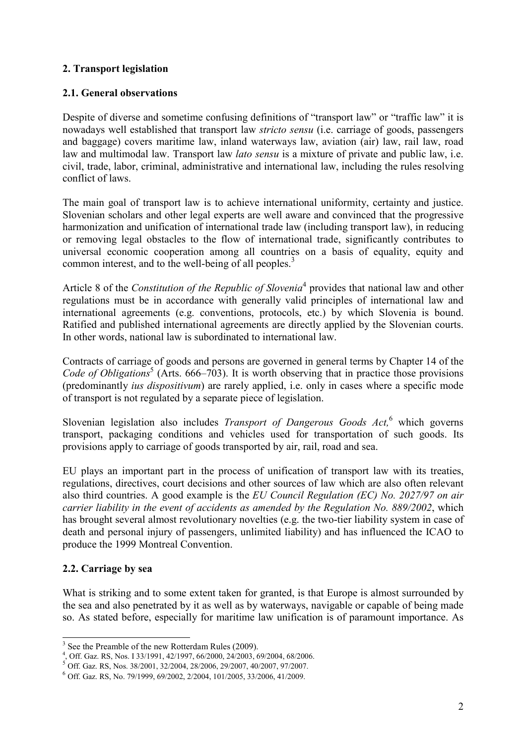## 2. Transport legislation

### 2.1. General observations

Despite of diverse and sometime confusing definitions of "transport law" or "traffic law" it is nowadays well established that transport law *stricto sensu* (i.e. carriage of goods, passengers and baggage) covers maritime law, inland waterways law, aviation (air) law, rail law, road law and multimodal law. Transport law *lato sensu* is a mixture of private and public law, i.e. civil, trade, labor, criminal, administrative and international law, including the rules resolving conflict of laws.

The main goal of transport law is to achieve international uniformity, certainty and justice. Slovenian scholars and other legal experts are well aware and convinced that the progressive harmonization and unification of international trade law (including transport law), in reducing or removing legal obstacles to the flow of international trade, significantly contributes to universal economic cooperation among all countries on a basis of equality, equity and common interest, and to the well-being of all peoples.[3]

Article 8 of the *Constitution of the Republic of Slovenia*[4] provides that national law and other regulations must be in accordance with generally valid principles of international law and international agreements (e.g. conventions, protocols, etc.) by which Slovenia is bound. Ratified and published international agreements are directly applied by the Slovenian courts. In other words, national law is subordinated to international law.

Contracts of carriage of goods and persons are governed in general terms by Chapter 14 of the *Code of Obligations*[5] (Arts. 666–703). It is worth observing that in practice those provisions (predominantly *ius dispositivum*) are rarely applied, i.e. only in cases where a specific mode of transport is not regulated by a separate piece of legislation.

Slovenian legislation also includes *Transport of Dangerous Goods Act,*[6] which governs transport, packaging conditions and vehicles used for transportation of such goods. Its provisions apply to carriage of goods transported by air, rail, road and sea.

EU plays an important part in the process of unification of transport law with its treaties, regulations, directives, court decisions and other sources of law which are also often relevant also third countries. A good example is the *EU Council Regulation (EC) No. 2027/97 on air carrier liability in the event of accidents as amended by the Regulation No. 889/2002*, which has brought several almost revolutionary novelties (e.g. the two-tier liability system in case of death and personal injury of passengers, unlimited liability) and has influenced the ICAO to produce the 1999 Montreal Convention.

### 2.2. Carriage by sea

What is striking and to some extent taken for granted, is that Europe is almost surrounded by the sea and also penetrated by it as well as by waterways, navigable or capable of being made so. As stated before, especially for maritime law unification is of paramount importance. As

---

[3] See the Preamble of the new Rotterdam Rules (2009).

[4], Off. Gaz. RS, Nos. I 33/1991, 42/1997, 66/2000, 24/2003, 69/2004, 68/2006.

[5] Off. Gaz. RS, Nos. 38/2001, 32/2004, 28/2006, 29/2007, 40/2007, 97/2007.

[6] Off. Gaz. RS, No. 79/1999, 69/2002, 2/2004, 101/2005, 33/2006, 41/2009.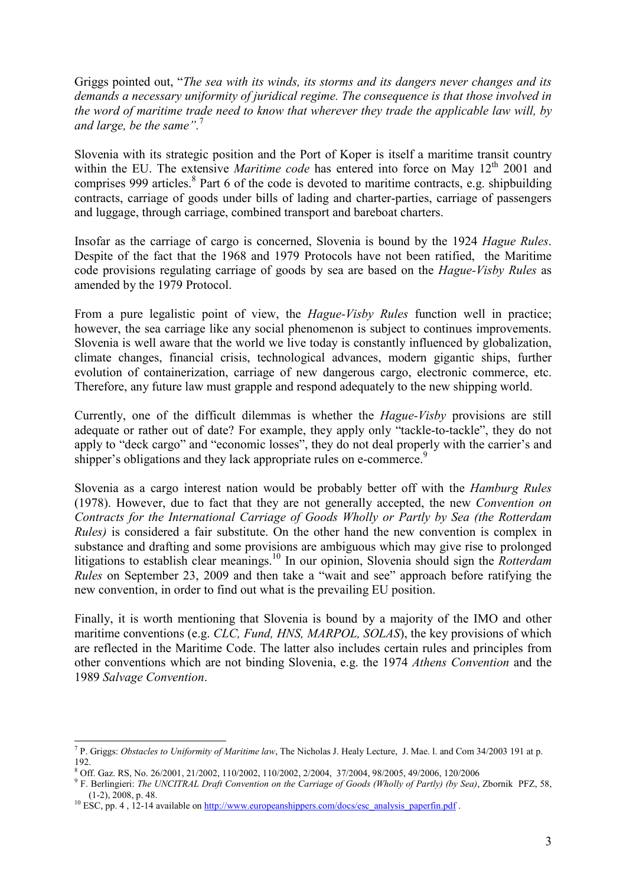Griggs pointed out, "*The sea with its winds, its storms and its dangers never changes and its demands a necessary uniformity of juridical regime. The consequence is that those involved in the word of maritime trade need to know that wherever they trade the applicable law will, by and large, be the same".*[7]

Slovenia with its strategic position and the Port of Koper is itself a maritime transit country within the EU. The extensive *Maritime code* has entered into force on May 12th 2001 and comprises 999 articles.[8] Part 6 of the code is devoted to maritime contracts, e.g. shipbuilding contracts, carriage of goods under bills of lading and charter-parties, carriage of passengers and luggage, through carriage, combined transport and bareboat charters.

Insofar as the carriage of cargo is concerned, Slovenia is bound by the 1924 *Hague Rules*. Despite of the fact that the 1968 and 1979 Protocols have not been ratified, the Maritime code provisions regulating carriage of goods by sea are based on the *Hague-Visby Rules* as amended by the 1979 Protocol.

From a pure legalistic point of view, the *Hague-Visby Rules* function well in practice; however, the sea carriage like any social phenomenon is subject to continues improvements. Slovenia is well aware that the world we live today is constantly influenced by globalization, climate changes, financial crisis, technological advances, modern gigantic ships, further evolution of containerization, carriage of new dangerous cargo, electronic commerce, etc. Therefore, any future law must grapple and respond adequately to the new shipping world.

Currently, one of the difficult dilemmas is whether the *Hague-Visby* provisions are still adequate or rather out of date? For example, they apply only "tackle-to-tackle", they do not apply to "deck cargo" and "economic losses", they do not deal properly with the carrier's and shipper's obligations and they lack appropriate rules on e-commerce.[9]

Slovenia as a cargo interest nation would be probably better off with the *Hamburg Rules* (1978). However, due to fact that they are not generally accepted, the new *Convention on Contracts for the International Carriage of Goods Wholly or Partly by Sea (the Rotterdam Rules)* is considered a fair substitute. On the other hand the new convention is complex in substance and drafting and some provisions are ambiguous which may give rise to prolonged litigations to establish clear meanings.[10] In our opinion, Slovenia should sign the *Rotterdam Rules* on September 23, 2009 and then take a "wait and see" approach before ratifying the new convention, in order to find out what is the prevailing EU position.

Finally, it is worth mentioning that Slovenia is bound by a majority of the IMO and other maritime conventions (e.g. *CLC, Fund, HNS, MARPOL, SOLAS*), the key provisions of which are reflected in the Maritime Code. The latter also includes certain rules and principles from other conventions which are not binding Slovenia, e.g. the 1974 *Athens Convention* and the 1989 *Salvage Convention*.

---

[7] P. Griggs: *Obstacles to Uniformity of Maritime law*, The Nicholas J. Healy Lecture, J. Mae. l. and Com 34/2003 191 at p. 192.

[8] Off. Gaz. RS, No. 26/2001, 21/2002, 110/2002, 110/2002, 2/2004, 37/2004, 98/2005, 49/2006, 120/2006

[9] F. Berlingieri: *The UNCITRAL Draft Convention on the Carriage of Goods (Wholly of Partly) (by Sea)*, Zbornik PFZ, 58, (1-2), 2008, p. 48.

[10] ESC, pp. 4 , 12-14 available on http://www.europeanshippers.com/docs/esc_analysis_paperfin.pdf .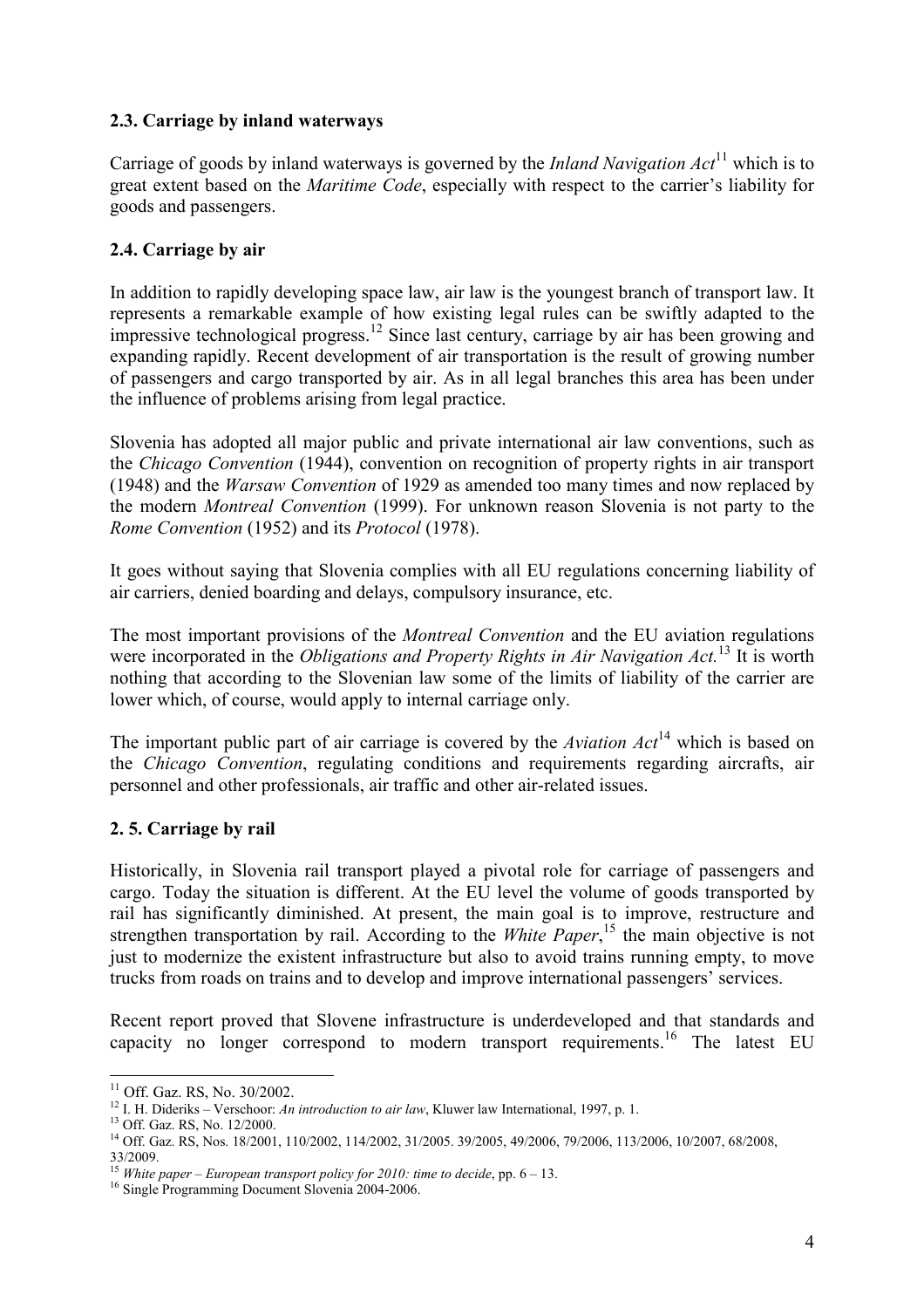### 2.3. Carriage by inland waterways

Carriage of goods by inland waterways is governed by the *Inland Navigation Act*[11] which is to great extent based on the *Maritime Code*, especially with respect to the carrier's liability for goods and passengers.

### 2.4. Carriage by air

In addition to rapidly developing space law, air law is the youngest branch of transport law. It represents a remarkable example of how existing legal rules can be swiftly adapted to the impressive technological progress.[12] Since last century, carriage by air has been growing and expanding rapidly. Recent development of air transportation is the result of growing number of passengers and cargo transported by air. As in all legal branches this area has been under the influence of problems arising from legal practice.

Slovenia has adopted all major public and private international air law conventions, such as the *Chicago Convention* (1944), convention on recognition of property rights in air transport (1948) and the *Warsaw Convention* of 1929 as amended too many times and now replaced by the modern *Montreal Convention* (1999). For unknown reason Slovenia is not party to the *Rome Convention* (1952) and its *Protocol* (1978).

It goes without saying that Slovenia complies with all EU regulations concerning liability of air carriers, denied boarding and delays, compulsory insurance, etc.

The most important provisions of the *Montreal Convention* and the EU aviation regulations were incorporated in the *Obligations and Property Rights in Air Navigation Act.*[13] It is worth nothing that according to the Slovenian law some of the limits of liability of the carrier are lower which, of course, would apply to internal carriage only.

The important public part of air carriage is covered by the *Aviation Act*[14] which is based on the *Chicago Convention*, regulating conditions and requirements regarding aircrafts, air personnel and other professionals, air traffic and other air-related issues.

### 2. 5. Carriage by rail

Historically, in Slovenia rail transport played a pivotal role for carriage of passengers and cargo. Today the situation is different. At the EU level the volume of goods transported by rail has significantly diminished. At present, the main goal is to improve, restructure and strengthen transportation by rail. According to the *White Paper*,[15] the main objective is not just to modernize the existent infrastructure but also to avoid trains running empty, to move trucks from roads on trains and to develop and improve international passengers' services.

Recent report proved that Slovene infrastructure is underdeveloped and that standards and capacity no longer correspond to modern transport requirements.[16] The latest EU

---

[11] Off. Gaz. RS, No. 30/2002.

[12] I. H. Dideriks – Verschoor: *An introduction to air law*, Kluwer law International, 1997, p. 1.

[13] Off. Gaz. RS, No. 12/2000.

[14] Off. Gaz. RS, Nos. 18/2001, 110/2002, 114/2002, 31/2005. 39/2005, 49/2006, 79/2006, 113/2006, 10/2007, 68/2008, 33/2009.

[15] *White paper – European transport policy for 2010: time to decide*, pp. 6 – 13.

[16] Single Programming Document Slovenia 2004-2006.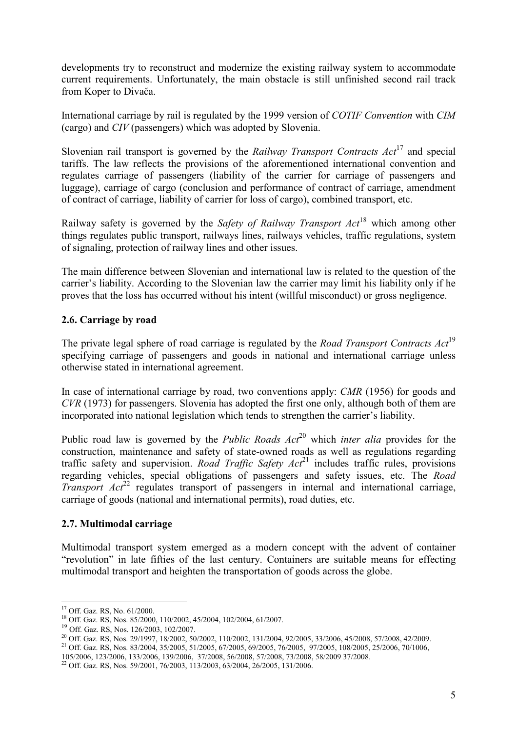developments try to reconstruct and modernize the existing railway system to accommodate current requirements. Unfortunately, the main obstacle is still unfinished second rail track from Koper to Divača.

International carriage by rail is regulated by the 1999 version of *COTIF Convention* with *CIM* (cargo) and *CIV* (passengers) which was adopted by Slovenia.

Slovenian rail transport is governed by the *Railway Transport Contracts Act*[17] and special tariffs. The law reflects the provisions of the aforementioned international convention and regulates carriage of passengers (liability of the carrier for carriage of passengers and luggage), carriage of cargo (conclusion and performance of contract of carriage, amendment of contract of carriage, liability of carrier for loss of cargo), combined transport, etc.

Railway safety is governed by the *Safety of Railway Transport Act*[18] which among other things regulates public transport, railways lines, railways vehicles, traffic regulations, system of signaling, protection of railway lines and other issues.

The main difference between Slovenian and international law is related to the question of the carrier's liability. According to the Slovenian law the carrier may limit his liability only if he proves that the loss has occurred without his intent (willful misconduct) or gross negligence.

### 2.6. Carriage by road

The private legal sphere of road carriage is regulated by the *Road Transport Contracts Act*[19] specifying carriage of passengers and goods in national and international carriage unless otherwise stated in international agreement.

In case of international carriage by road, two conventions apply: *CMR* (1956) for goods and *CVR* (1973) for passengers. Slovenia has adopted the first one only, although both of them are incorporated into national legislation which tends to strengthen the carrier's liability.

Public road law is governed by the *Public Roads Act*[20] which *inter alia* provides for the construction, maintenance and safety of state-owned roads as well as regulations regarding traffic safety and supervision. *Road Traffic Safety Act*[21] includes traffic rules, provisions regarding vehicles, special obligations of passengers and safety issues, etc. The *Road Transport Act*[22] regulates transport of passengers in internal and international carriage, carriage of goods (national and international permits), road duties, etc.

### 2.7. Multimodal carriage

Multimodal transport system emerged as a modern concept with the advent of container "revolution" in late fifties of the last century. Containers are suitable means for effecting multimodal transport and heighten the transportation of goods across the globe.

---

[17] Off. Gaz. RS, No. 61/2000.

[18] Off. Gaz. RS, Nos. 85/2000, 110/2002, 45/2004, 102/2004, 61/2007.

[19] Off. Gaz. RS, Nos. 126/2003, 102/2007.

[20] Off. Gaz. RS, Nos. 29/1997, 18/2002, 50/2002, 110/2002, 131/2004, 92/2005, 33/2006, 45/2008, 57/2008, 42/2009.

[21] Off. Gaz. RS, Nos. 83/2004, 35/2005, 51/2005, 67/2005, 69/2005, 76/2005, 97/2005, 108/2005, 25/2006, 70/1006, 105/2006, 123/2006, 133/2006, 139/2006, 37/2008, 56/2008, 57/2008, 73/2008, 58/2009 37/2008.

[22] Off. Gaz. RS, Nos. 59/2001, 76/2003, 113/2003, 63/2004, 26/2005, 131/2006.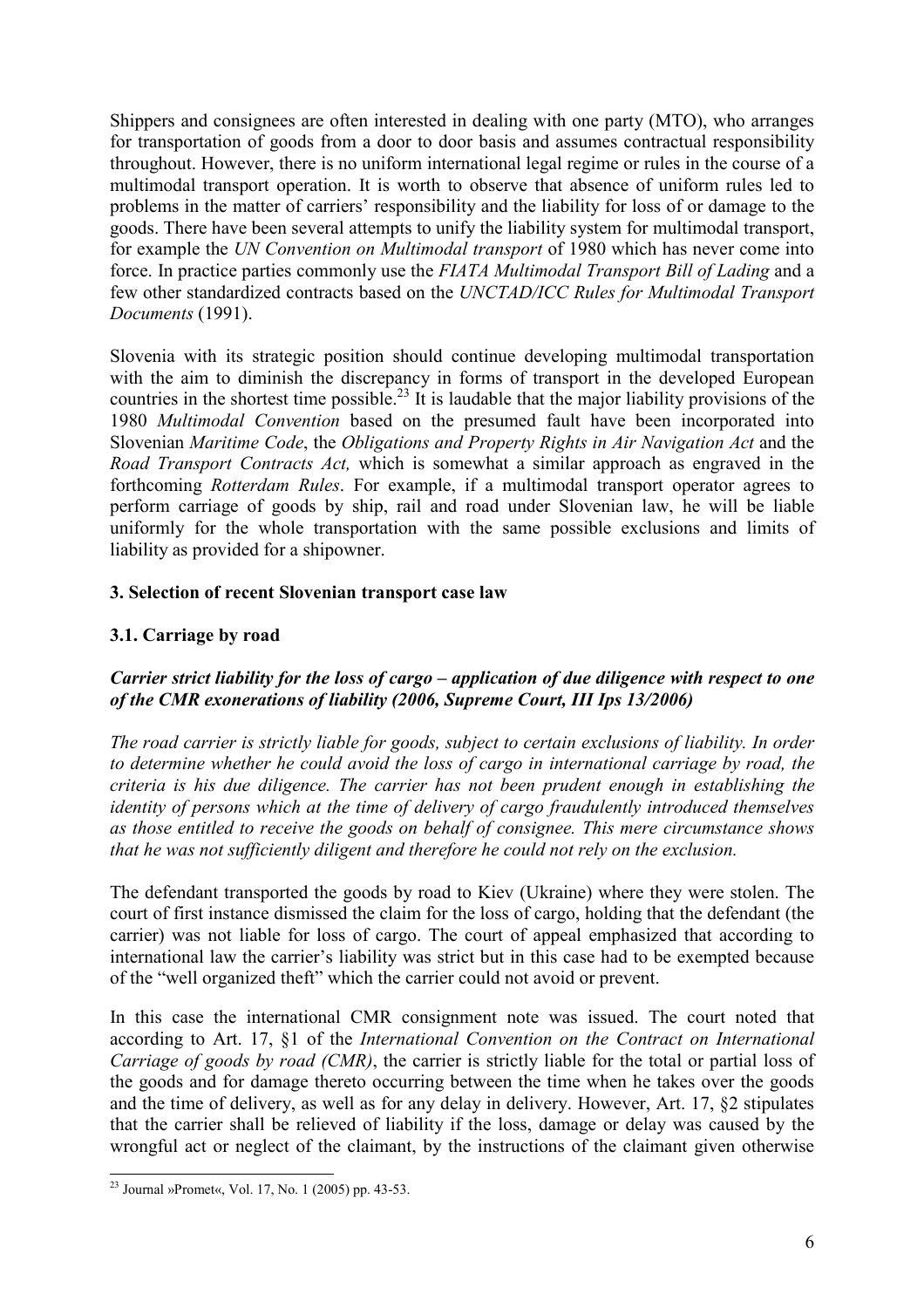Shippers and consignees are often interested in dealing with one party (MTO), who arranges for transportation of goods from a door to door basis and assumes contractual responsibility throughout. However, there is no uniform international legal regime or rules in the course of a multimodal transport operation. It is worth to observe that absence of uniform rules led to problems in the matter of carriers' responsibility and the liability for loss of or damage to the goods. There have been several attempts to unify the liability system for multimodal transport, for example the *UN Convention on Multimodal transport* of 1980 which has never come into force. In practice parties commonly use the *FIATA Multimodal Transport Bill of Lading* and a few other standardized contracts based on the *UNCTAD/ICC Rules for Multimodal Transport Documents* (1991).

Slovenia with its strategic position should continue developing multimodal transportation with the aim to diminish the discrepancy in forms of transport in the developed European countries in the shortest time possible.[23] It is laudable that the major liability provisions of the 1980 *Multimodal Convention* based on the presumed fault have been incorporated into Slovenian *Maritime Code*, the *Obligations and Property Rights in Air Navigation Act* and the *Road Transport Contracts Act,* which is somewhat a similar approach as engraved in the forthcoming *Rotterdam Rules*. For example, if a multimodal transport operator agrees to perform carriage of goods by ship, rail and road under Slovenian law, he will be liable uniformly for the whole transportation with the same possible exclusions and limits of liability as provided for a shipowner.

## 3. Selection of recent Slovenian transport case law

### 3.1. Carriage by road

***Carrier strict liability for the loss of cargo – application of due diligence with respect to one of the CMR exonerations of liability (2006, Supreme Court, III Ips 13/2006)***

*The road carrier is strictly liable for goods, subject to certain exclusions of liability. In order to determine whether he could avoid the loss of cargo in international carriage by road, the criteria is his due diligence. The carrier has not been prudent enough in establishing the identity of persons which at the time of delivery of cargo fraudulently introduced themselves as those entitled to receive the goods on behalf of consignee. This mere circumstance shows that he was not sufficiently diligent and therefore he could not rely on the exclusion.*

The defendant transported the goods by road to Kiev (Ukraine) where they were stolen. The court of first instance dismissed the claim for the loss of cargo, holding that the defendant (the carrier) was not liable for loss of cargo. The court of appeal emphasized that according to international law the carrier's liability was strict but in this case had to be exempted because of the "well organized theft" which the carrier could not avoid or prevent.

In this case the international CMR consignment note was issued. The court noted that according to Art. 17, §1 of the *International Convention on the Contract on International Carriage of goods by road (CMR)*, the carrier is strictly liable for the total or partial loss of the goods and for damage thereto occurring between the time when he takes over the goods and the time of delivery, as well as for any delay in delivery. However, Art. 17, §2 stipulates that the carrier shall be relieved of liability if the loss, damage or delay was caused by the wrongful act or neglect of the claimant, by the instructions of the claimant given otherwise

[23] Journal »Promet«, Vol. 17, No. 1 (2005) pp. 43-53.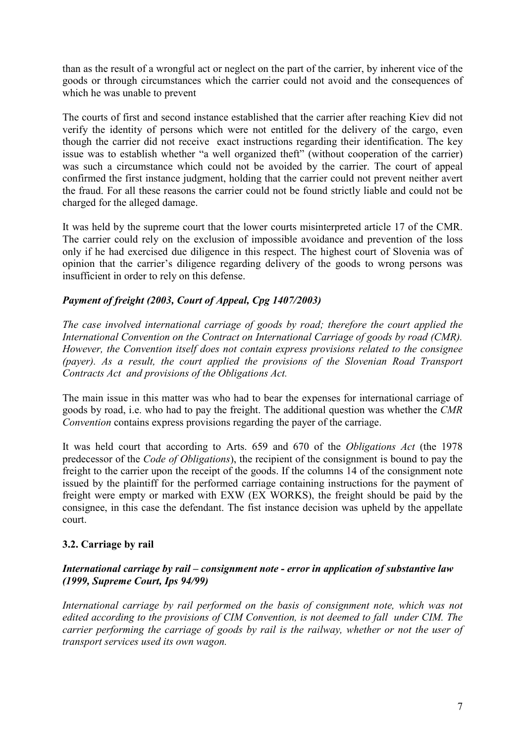than as the result of a wrongful act or neglect on the part of the carrier, by inherent vice of the goods or through circumstances which the carrier could not avoid and the consequences of which he was unable to prevent

The courts of first and second instance established that the carrier after reaching Kiev did not verify the identity of persons which were not entitled for the delivery of the cargo, even though the carrier did not receive exact instructions regarding their identification. The key issue was to establish whether "a well organized theft" (without cooperation of the carrier) was such a circumstance which could not be avoided by the carrier. The court of appeal confirmed the first instance judgment, holding that the carrier could not prevent neither avert the fraud. For all these reasons the carrier could not be found strictly liable and could not be charged for the alleged damage.

It was held by the supreme court that the lower courts misinterpreted article 17 of the CMR. The carrier could rely on the exclusion of impossible avoidance and prevention of the loss only if he had exercised due diligence in this respect. The highest court of Slovenia was of opinion that the carrier's diligence regarding delivery of the goods to wrong persons was insufficient in order to rely on this defense.

#### *Payment of freight (2003, Court of Appeal, Cpg 1407/2003)*

*The case involved international carriage of goods by road; therefore the court applied the International Convention on the Contract on International Carriage of goods by road (CMR). However, the Convention itself does not contain express provisions related to the consignee (payer). As a result, the court applied the provisions of the Slovenian Road Transport Contracts Act and provisions of the Obligations Act.*

The main issue in this matter was who had to bear the expenses for international carriage of goods by road, i.e. who had to pay the freight. The additional question was whether the *CMR Convention* contains express provisions regarding the payer of the carriage.

It was held court that according to Arts. 659 and 670 of the *Obligations Act* (the 1978 predecessor of the *Code of Obligations*), the recipient of the consignment is bound to pay the freight to the carrier upon the receipt of the goods. If the columns 14 of the consignment note issued by the plaintiff for the performed carriage containing instructions for the payment of freight were empty or marked with EXW (EX WORKS), the freight should be paid by the consignee, in this case the defendant. The fist instance decision was upheld by the appellate court.

### 3.2. Carriage by rail

#### *International carriage by rail – consignment note - error in application of substantive law (1999, Supreme Court, Ips 94/99)*

*International carriage by rail performed on the basis of consignment note, which was not edited according to the provisions of CIM Convention, is not deemed to fall under CIM. The carrier performing the carriage of goods by rail is the railway, whether or not the user of transport services used its own wagon.*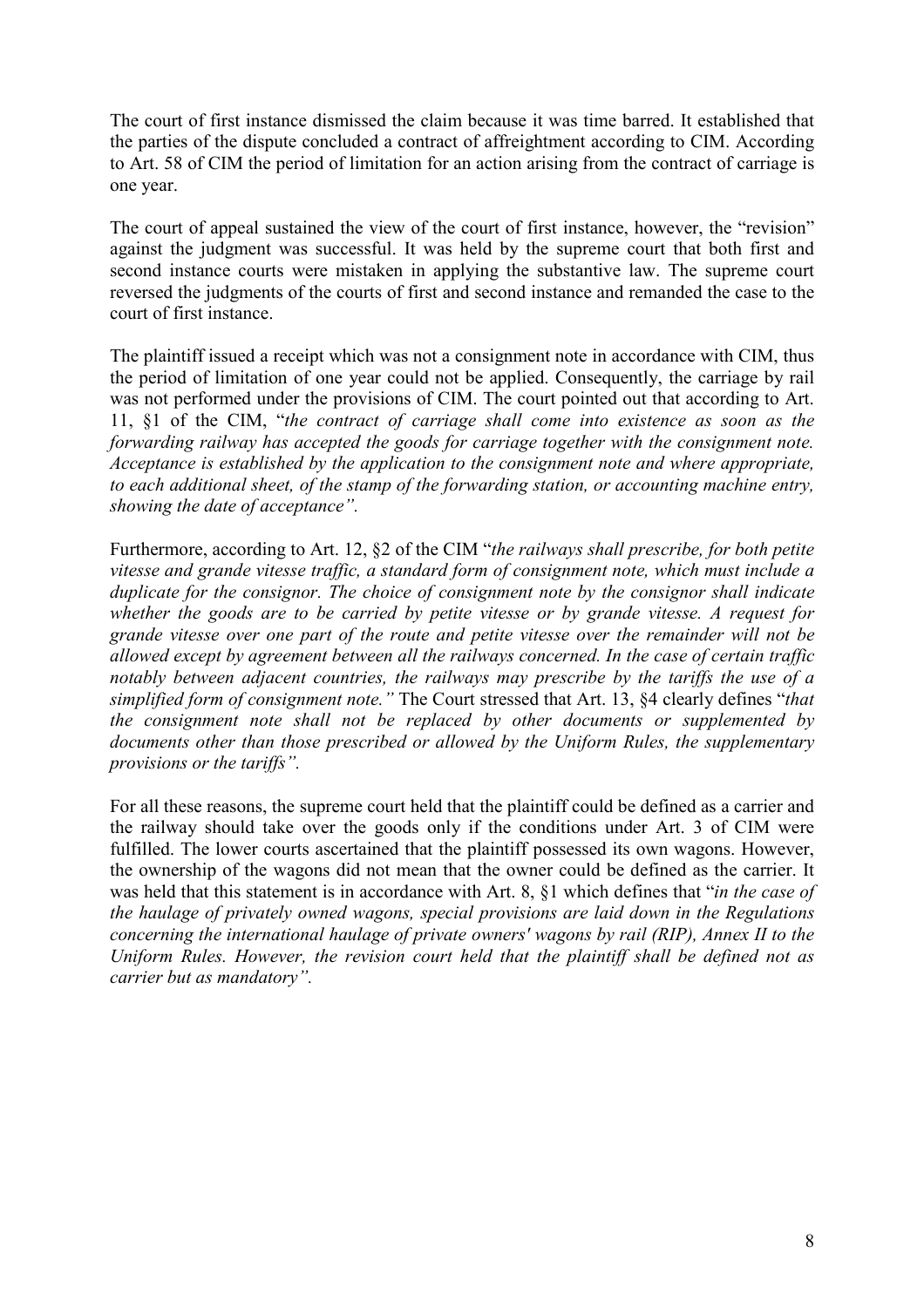The court of first instance dismissed the claim because it was time barred. It established that the parties of the dispute concluded a contract of affreightment according to CIM. According to Art. 58 of CIM the period of limitation for an action arising from the contract of carriage is one year.

The court of appeal sustained the view of the court of first instance, however, the "revision" against the judgment was successful. It was held by the supreme court that both first and second instance courts were mistaken in applying the substantive law. The supreme court reversed the judgments of the courts of first and second instance and remanded the case to the court of first instance.

The plaintiff issued a receipt which was not a consignment note in accordance with CIM, thus the period of limitation of one year could not be applied. Consequently, the carriage by rail was not performed under the provisions of CIM. The court pointed out that according to Art. 11, §1 of the CIM, "*the contract of carriage shall come into existence as soon as the forwarding railway has accepted the goods for carriage together with the consignment note. Acceptance is established by the application to the consignment note and where appropriate, to each additional sheet, of the stamp of the forwarding station, or accounting machine entry, showing the date of acceptance"*.

Furthermore, according to Art. 12, §2 of the CIM "*the railways shall prescribe, for both petite vitesse and grande vitesse traffic, a standard form of consignment note, which must include a duplicate for the consignor. The choice of consignment note by the consignor shall indicate whether the goods are to be carried by petite vitesse or by grande vitesse. A request for grande vitesse over one part of the route and petite vitesse over the remainder will not be allowed except by agreement between all the railways concerned. In the case of certain traffic notably between adjacent countries, the railways may prescribe by the tariffs the use of a simplified form of consignment note."* The Court stressed that Art. 13, §4 clearly defines "*that the consignment note shall not be replaced by other documents or supplemented by documents other than those prescribed or allowed by the Uniform Rules, the supplementary provisions or the tariffs"*.

For all these reasons, the supreme court held that the plaintiff could be defined as a carrier and the railway should take over the goods only if the conditions under Art. 3 of CIM were fulfilled. The lower courts ascertained that the plaintiff possessed its own wagons. However, the ownership of the wagons did not mean that the owner could be defined as the carrier. It was held that this statement is in accordance with Art. 8, §1 which defines that "*in the case of the haulage of privately owned wagons, special provisions are laid down in the Regulations concerning the international haulage of private owners' wagons by rail (RIP), Annex II to the Uniform Rules. However, the revision court held that the plaintiff shall be defined not as carrier but as mandatory".*